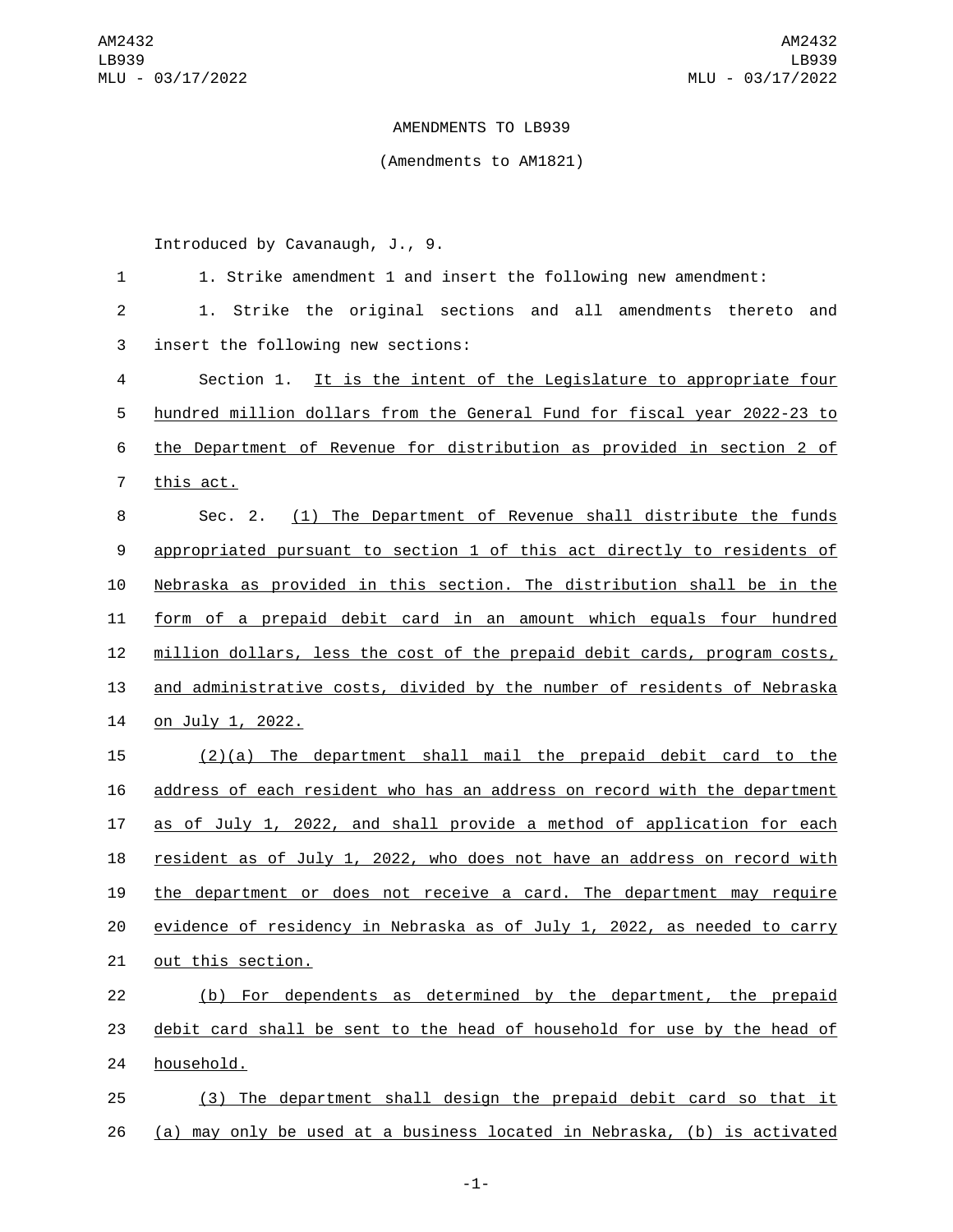AMENDMENTS TO LB939

(Amendments to AM1821)

Introduced by Cavanaugh, J., 9.

1. Strike amendment 1 and insert the following new amendment:

1. Strike the original sections and all amendments thereto and insert the following new sections:

Section 1. It is the intent of the Legislature to appropriate four hundred million dollars from the General Fund for fiscal year 2022-23 to the Department of Revenue for distribution as provided in section 2 of this act.

Sec. 2. (1) The Department of Revenue shall distribute the funds appropriated pursuant to section 1 of this act directly to residents of Nebraska as provided in this section. The distribution shall be in the form of a prepaid debit card in an amount which equals four hundred million dollars, less the cost of the prepaid debit cards, program costs, and administrative costs, divided by the number of residents of Nebraska on July 1, 2022.

(2)(a) The department shall mail the prepaid debit card to the address of each resident who has an address on record with the department as of July 1, 2022, and shall provide a method of application for each resident as of July 1, 2022, who does not have an address on record with the department or does not receive a card. The department may require evidence of residency in Nebraska as of July 1, 2022, as needed to carry out this section.

(b) For dependents as determined by the department, the prepaid debit card shall be sent to the head of household for use by the head of household.

(3) The department shall design the prepaid debit card so that it (a) may only be used at a business located in Nebraska, (b) is activated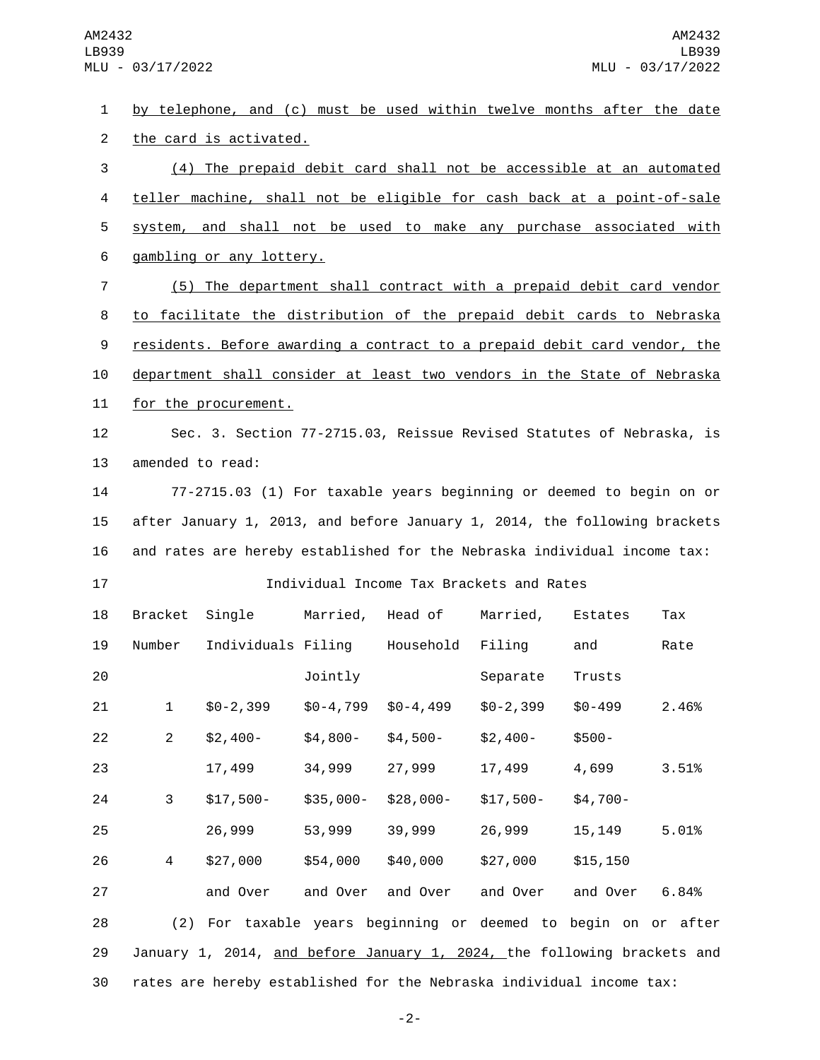by telephone, and (c) must be used within twelve months after the date the card is activated.

(4) The prepaid debit card shall not be accessible at an automated teller machine, shall not be eligible for cash back at a point-of-sale system, and shall not be used to make any purchase associated with gambling or any lottery.

(5) The department shall contract with a prepaid debit card vendor to facilitate the distribution of the prepaid debit cards to Nebraska residents. Before awarding a contract to a prepaid debit card vendor, the department shall consider at least two vendors in the State of Nebraska for the procurement.

Sec. 3. Section 77-2715.03, Reissue Revised Statutes of Nebraska, is amended to read:

77-2715.03 (1) For taxable years beginning or deemed to begin on or after January 1, 2013, and before January 1, 2014, the following brackets and rates are hereby established for the Nebraska individual income tax:

Individual Income Tax Brackets and Rates

| Bracket Number | Single Individuals | Married, Filing Jointly | Head of Household | Married, Filing Separate | Estates and Trusts | Tax Rate |
|---|---|---|---|---|---|---|
| 1 | $0-2,399 | $0-4,799 | $0-4,499 | $0-2,399 | $0-499 | 2.46% |
| 2 | $2,400-17,499 | $4,800-34,999 | $4,500-27,999 | $2,400-17,499 | $500-4,699 | 3.51% |
| 3 | $17,500-26,999 | $35,000-53,999 | $28,000-39,999 | $17,500-26,999 | $4,700-15,149 | 5.01% |
| 4 | $27,000 and Over | $54,000 and Over | $40,000 and Over | $27,000 and Over | $15,150 and Over | 6.84% |

(2) For taxable years beginning or deemed to begin on or after January 1, 2014, and before January 1, 2024, the following brackets and rates are hereby established for the Nebraska individual income tax: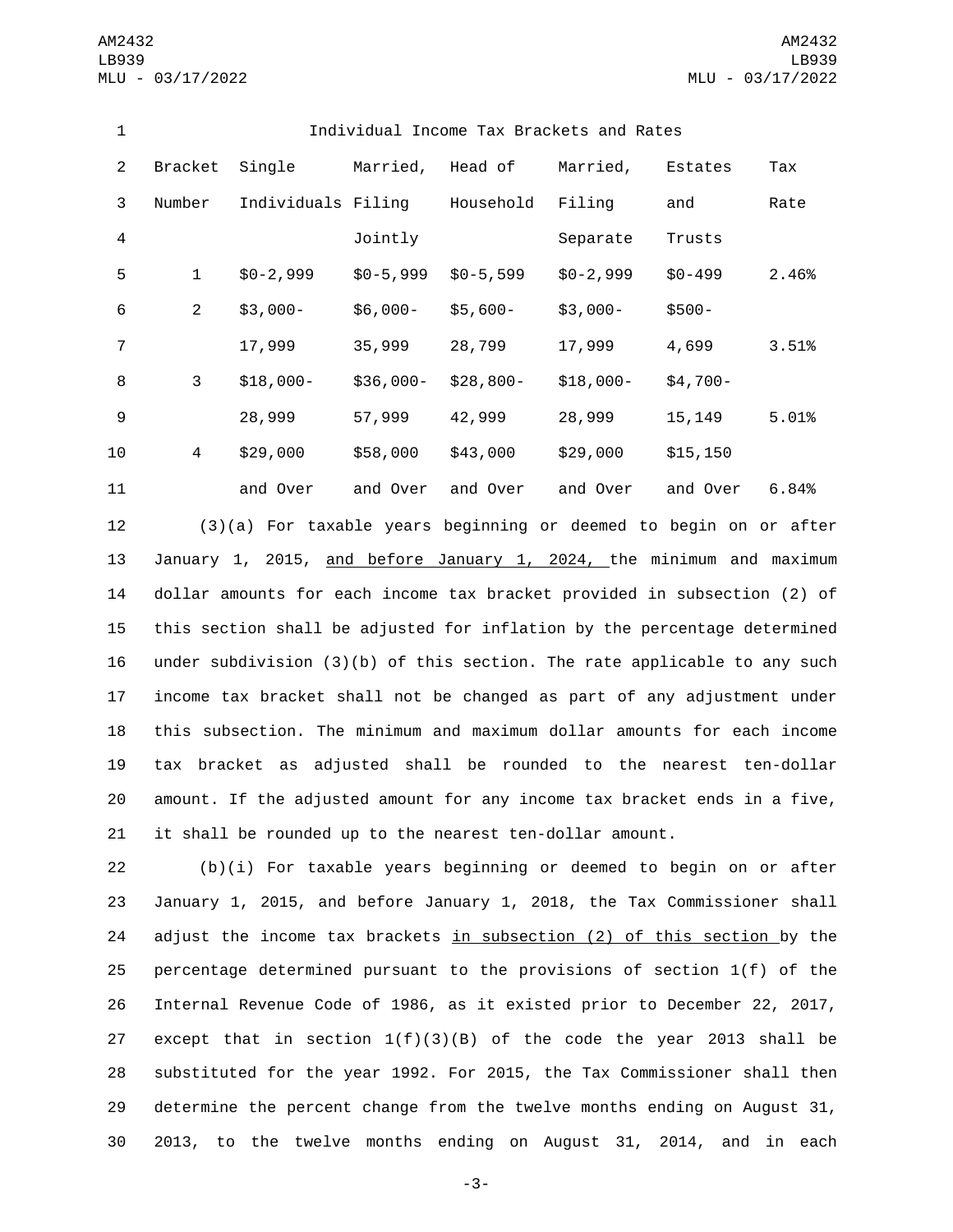Individual Income Tax Brackets and Rates

| Bracket Number | Single Individuals | Married, Filing Jointly | Head of Household | Married, Filing Separate | Estates and Trusts | Tax Rate |
|---|---|---|---|---|---|---|
| 1 | $0-2,999 | $0-5,999 | $0-5,599 | $0-2,999 | $0-499 | 2.46% |
| 2 | $3,000-17,999 | $6,000-35,999 | $5,600-28,799 | $3,000-17,999 | $500-4,699 | 3.51% |
| 3 | $18,000-28,999 | $36,000-57,999 | $28,800-42,999 | $18,000-28,999 | $4,700-15,149 | 5.01% |
| 4 | $29,000 and Over | $58,000 and Over | $43,000 and Over | $29,000 and Over | $15,150 and Over | 6.84% |

(3)(a) For taxable years beginning or deemed to begin on or after January 1, 2015, <u>and before January 1, 2024,</u> the minimum and maximum dollar amounts for each income tax bracket provided in subsection (2) of this section shall be adjusted for inflation by the percentage determined under subdivision (3)(b) of this section. The rate applicable to any such income tax bracket shall not be changed as part of any adjustment under this subsection. The minimum and maximum dollar amounts for each income tax bracket as adjusted shall be rounded to the nearest ten-dollar amount. If the adjusted amount for any income tax bracket ends in a five, it shall be rounded up to the nearest ten-dollar amount.

(b)(i) For taxable years beginning or deemed to begin on or after January 1, 2015, and before January 1, 2018, the Tax Commissioner shall adjust the income tax brackets <u>in subsection (2) of this section</u> by the percentage determined pursuant to the provisions of section 1(f) of the Internal Revenue Code of 1986, as it existed prior to December 22, 2017, except that in section 1(f)(3)(B) of the code the year 2013 shall be substituted for the year 1992. For 2015, the Tax Commissioner shall then determine the percent change from the twelve months ending on August 31, 2013, to the twelve months ending on August 31, 2014, and in each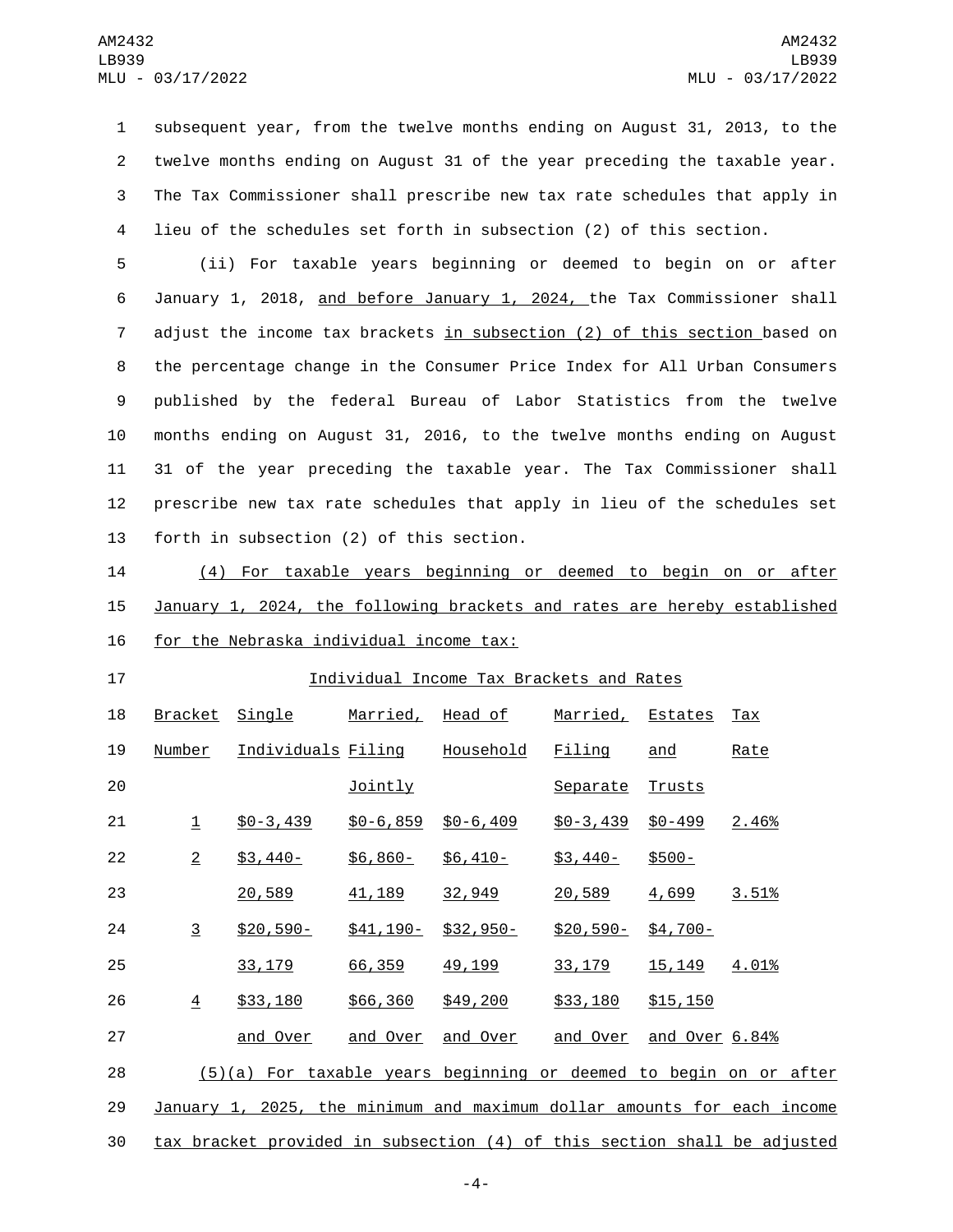subsequent year, from the twelve months ending on August 31, 2013, to the twelve months ending on August 31 of the year preceding the taxable year. The Tax Commissioner shall prescribe new tax rate schedules that apply in lieu of the schedules set forth in subsection (2) of this section.

(ii) For taxable years beginning or deemed to begin on or after January 1, 2018, and before January 1, 2024, the Tax Commissioner shall adjust the income tax brackets in subsection (2) of this section based on the percentage change in the Consumer Price Index for All Urban Consumers published by the federal Bureau of Labor Statistics from the twelve months ending on August 31, 2016, to the twelve months ending on August 31 of the year preceding the taxable year. The Tax Commissioner shall prescribe new tax rate schedules that apply in lieu of the schedules set forth in subsection (2) of this section.

(4) For taxable years beginning or deemed to begin on or after January 1, 2024, the following brackets and rates are hereby established for the Nebraska individual income tax:

Individual Income Tax Brackets and Rates

| Bracket Number | Single Individuals | Married, Filing Jointly | Head of Household | Married, Filing Separate | Estates and Trusts | Tax Rate |
|---|---|---|---|---|---|---|
| 1 | $0-3,439 | $0-6,859 | $0-6,409 | $0-3,439 | $0-499 | 2.46% |
| 2 | $3,440-20,589 | $6,860-41,189 | $6,410-32,949 | $3,440-20,589 | $500-4,699 | 3.51% |
| 3 | $20,590-33,179 | $41,190-66,359 | $32,950-49,199 | $20,590-33,179 | $4,700-15,149 | 4.01% |
| 4 | $33,180 and Over | $66,360 and Over | $49,200 and Over | $33,180 and Over | $15,150 and Over | 6.84% |

(5)(a) For taxable years beginning or deemed to begin on or after January 1, 2025, the minimum and maximum dollar amounts for each income tax bracket provided in subsection (4) of this section shall be adjusted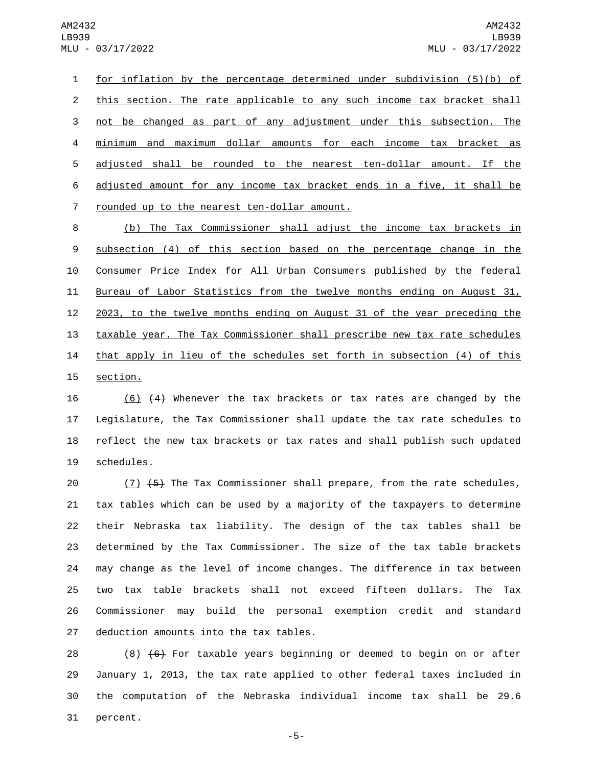for inflation by the percentage determined under subdivision (5)(b) of this section. The rate applicable to any such income tax bracket shall not be changed as part of any adjustment under this subsection. The minimum and maximum dollar amounts for each income tax bracket as adjusted shall be rounded to the nearest ten-dollar amount. If the adjusted amount for any income tax bracket ends in a five, it shall be rounded up to the nearest ten-dollar amount.

(b) The Tax Commissioner shall adjust the income tax brackets in subsection (4) of this section based on the percentage change in the Consumer Price Index for All Urban Consumers published by the federal Bureau of Labor Statistics from the twelve months ending on August 31, 2023, to the twelve months ending on August 31 of the year preceding the taxable year. The Tax Commissioner shall prescribe new tax rate schedules that apply in lieu of the schedules set forth in subsection (4) of this section.

(6) ~~(4)~~ Whenever the tax brackets or tax rates are changed by the Legislature, the Tax Commissioner shall update the tax rate schedules to reflect the new tax brackets or tax rates and shall publish such updated schedules.

(7) ~~(5)~~ The Tax Commissioner shall prepare, from the rate schedules, tax tables which can be used by a majority of the taxpayers to determine their Nebraska tax liability. The design of the tax tables shall be determined by the Tax Commissioner. The size of the tax table brackets may change as the level of income changes. The difference in tax between two tax table brackets shall not exceed fifteen dollars. The Tax Commissioner may build the personal exemption credit and standard deduction amounts into the tax tables.

(8) ~~(6)~~ For taxable years beginning or deemed to begin on or after January 1, 2013, the tax rate applied to other federal taxes included in the computation of the Nebraska individual income tax shall be 29.6 percent.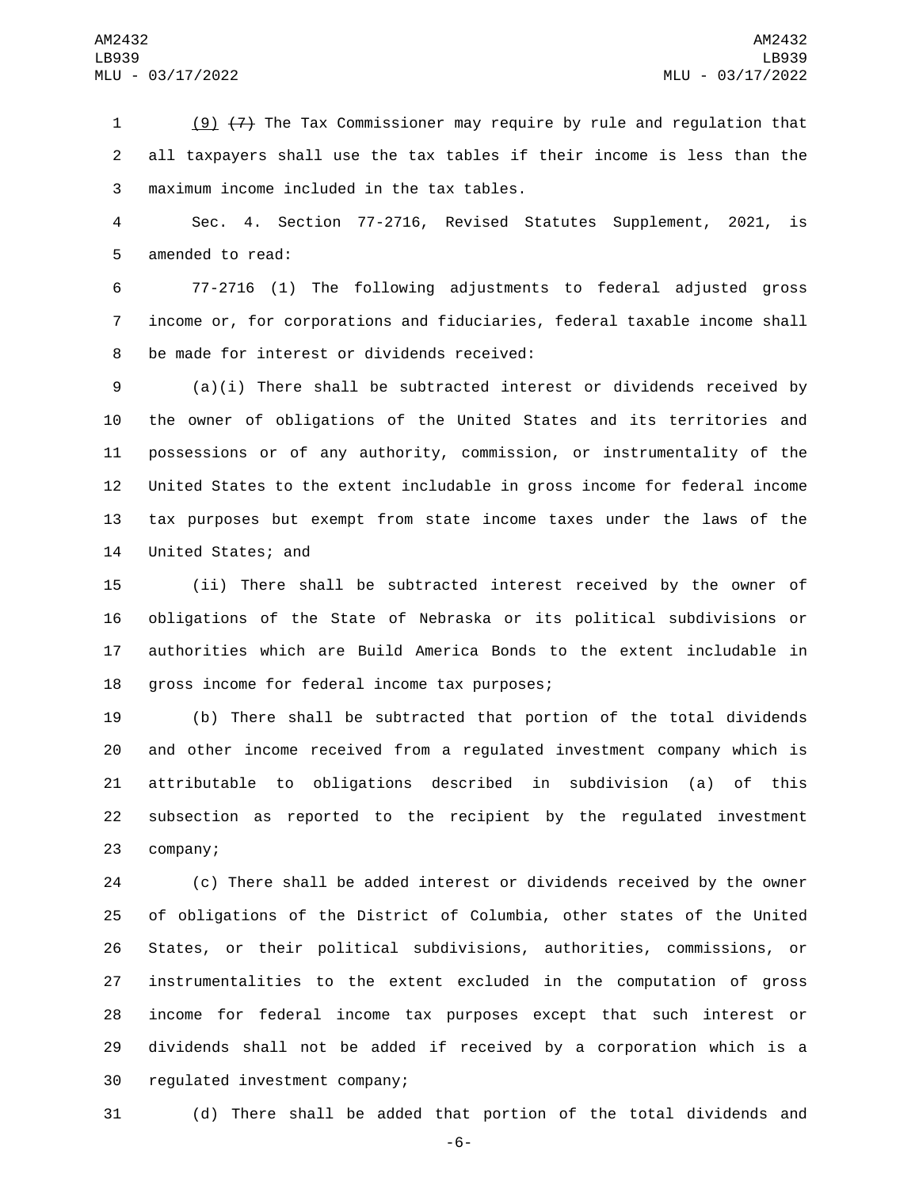(9) ~~(7)~~ The Tax Commissioner may require by rule and regulation that all taxpayers shall use the tax tables if their income is less than the maximum income included in the tax tables.

Sec. 4. Section 77-2716, Revised Statutes Supplement, 2021, is amended to read:

77-2716 (1) The following adjustments to federal adjusted gross income or, for corporations and fiduciaries, federal taxable income shall be made for interest or dividends received:

(a)(i) There shall be subtracted interest or dividends received by the owner of obligations of the United States and its territories and possessions or of any authority, commission, or instrumentality of the United States to the extent includable in gross income for federal income tax purposes but exempt from state income taxes under the laws of the United States; and

(ii) There shall be subtracted interest received by the owner of obligations of the State of Nebraska or its political subdivisions or authorities which are Build America Bonds to the extent includable in gross income for federal income tax purposes;

(b) There shall be subtracted that portion of the total dividends and other income received from a regulated investment company which is attributable to obligations described in subdivision (a) of this subsection as reported to the recipient by the regulated investment company;

(c) There shall be added interest or dividends received by the owner of obligations of the District of Columbia, other states of the United States, or their political subdivisions, authorities, commissions, or instrumentalities to the extent excluded in the computation of gross income for federal income tax purposes except that such interest or dividends shall not be added if received by a corporation which is a regulated investment company;

(d) There shall be added that portion of the total dividends and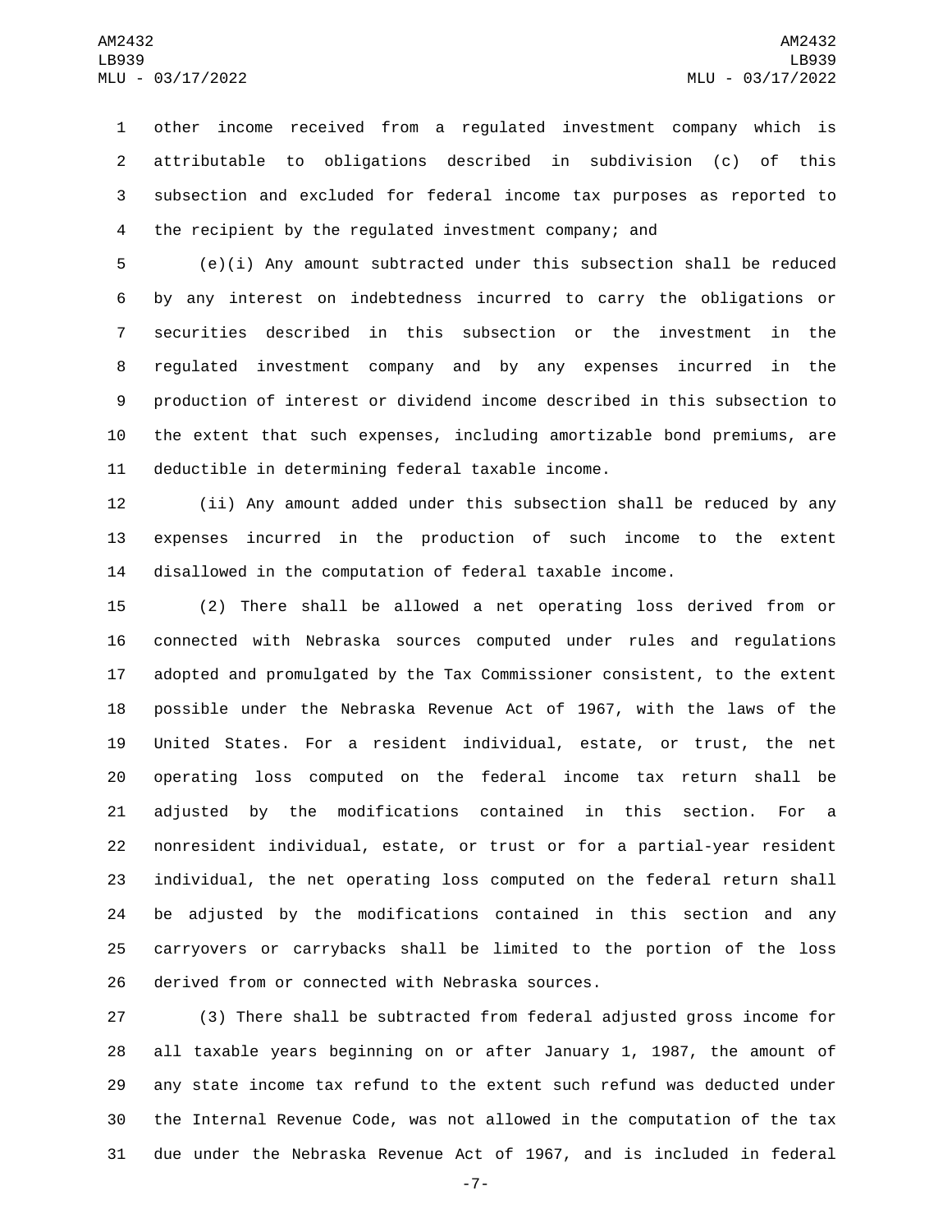other income received from a regulated investment company which is attributable to obligations described in subdivision (c) of this subsection and excluded for federal income tax purposes as reported to the recipient by the regulated investment company; and

(e)(i) Any amount subtracted under this subsection shall be reduced by any interest on indebtedness incurred to carry the obligations or securities described in this subsection or the investment in the regulated investment company and by any expenses incurred in the production of interest or dividend income described in this subsection to the extent that such expenses, including amortizable bond premiums, are deductible in determining federal taxable income.

(ii) Any amount added under this subsection shall be reduced by any expenses incurred in the production of such income to the extent disallowed in the computation of federal taxable income.

(2) There shall be allowed a net operating loss derived from or connected with Nebraska sources computed under rules and regulations adopted and promulgated by the Tax Commissioner consistent, to the extent possible under the Nebraska Revenue Act of 1967, with the laws of the United States. For a resident individual, estate, or trust, the net operating loss computed on the federal income tax return shall be adjusted by the modifications contained in this section. For a nonresident individual, estate, or trust or for a partial-year resident individual, the net operating loss computed on the federal return shall be adjusted by the modifications contained in this section and any carryovers or carrybacks shall be limited to the portion of the loss derived from or connected with Nebraska sources.

(3) There shall be subtracted from federal adjusted gross income for all taxable years beginning on or after January 1, 1987, the amount of any state income tax refund to the extent such refund was deducted under the Internal Revenue Code, was not allowed in the computation of the tax due under the Nebraska Revenue Act of 1967, and is included in federal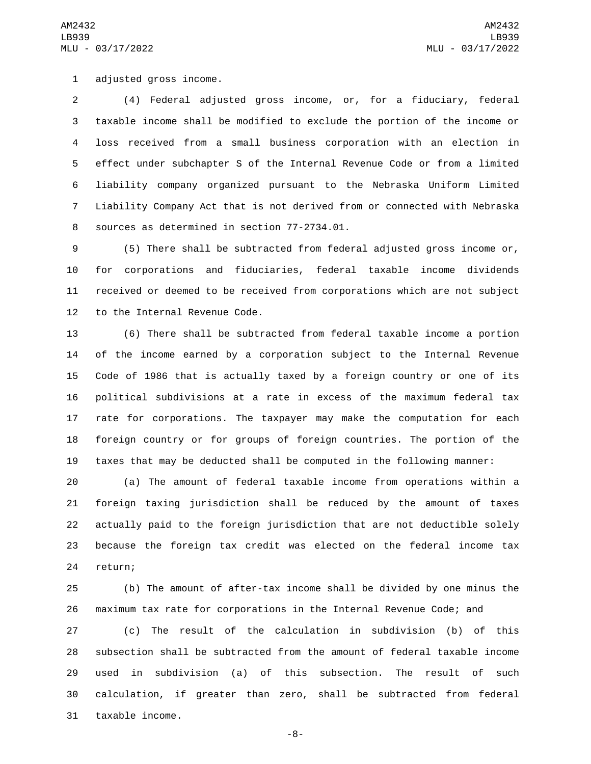adjusted gross income.

(4) Federal adjusted gross income, or, for a fiduciary, federal taxable income shall be modified to exclude the portion of the income or loss received from a small business corporation with an election in effect under subchapter S of the Internal Revenue Code or from a limited liability company organized pursuant to the Nebraska Uniform Limited Liability Company Act that is not derived from or connected with Nebraska sources as determined in section 77-2734.01.

(5) There shall be subtracted from federal adjusted gross income or, for corporations and fiduciaries, federal taxable income dividends received or deemed to be received from corporations which are not subject to the Internal Revenue Code.

(6) There shall be subtracted from federal taxable income a portion of the income earned by a corporation subject to the Internal Revenue Code of 1986 that is actually taxed by a foreign country or one of its political subdivisions at a rate in excess of the maximum federal tax rate for corporations. The taxpayer may make the computation for each foreign country or for groups of foreign countries. The portion of the taxes that may be deducted shall be computed in the following manner:

(a) The amount of federal taxable income from operations within a foreign taxing jurisdiction shall be reduced by the amount of taxes actually paid to the foreign jurisdiction that are not deductible solely because the foreign tax credit was elected on the federal income tax return;

(b) The amount of after-tax income shall be divided by one minus the maximum tax rate for corporations in the Internal Revenue Code; and

(c) The result of the calculation in subdivision (b) of this subsection shall be subtracted from the amount of federal taxable income used in subdivision (a) of this subsection. The result of such calculation, if greater than zero, shall be subtracted from federal taxable income.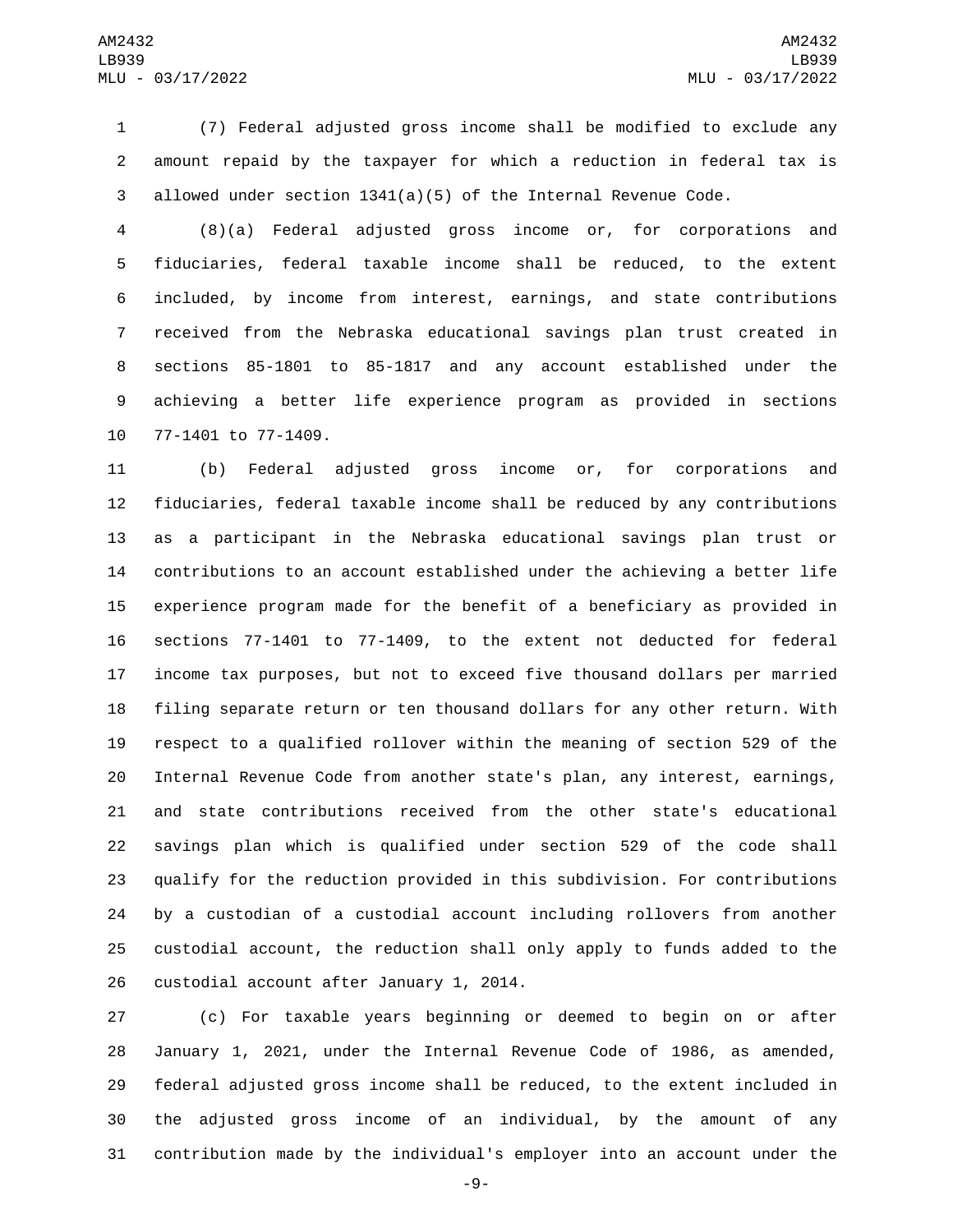(7) Federal adjusted gross income shall be modified to exclude any amount repaid by the taxpayer for which a reduction in federal tax is allowed under section 1341(a)(5) of the Internal Revenue Code.

(8)(a) Federal adjusted gross income or, for corporations and fiduciaries, federal taxable income shall be reduced, to the extent included, by income from interest, earnings, and state contributions received from the Nebraska educational savings plan trust created in sections 85-1801 to 85-1817 and any account established under the achieving a better life experience program as provided in sections 77-1401 to 77-1409.

(b) Federal adjusted gross income or, for corporations and fiduciaries, federal taxable income shall be reduced by any contributions as a participant in the Nebraska educational savings plan trust or contributions to an account established under the achieving a better life experience program made for the benefit of a beneficiary as provided in sections 77-1401 to 77-1409, to the extent not deducted for federal income tax purposes, but not to exceed five thousand dollars per married filing separate return or ten thousand dollars for any other return. With respect to a qualified rollover within the meaning of section 529 of the Internal Revenue Code from another state's plan, any interest, earnings, and state contributions received from the other state's educational savings plan which is qualified under section 529 of the code shall qualify for the reduction provided in this subdivision. For contributions by a custodian of a custodial account including rollovers from another custodial account, the reduction shall only apply to funds added to the custodial account after January 1, 2014.

(c) For taxable years beginning or deemed to begin on or after January 1, 2021, under the Internal Revenue Code of 1986, as amended, federal adjusted gross income shall be reduced, to the extent included in the adjusted gross income of an individual, by the amount of any contribution made by the individual's employer into an account under the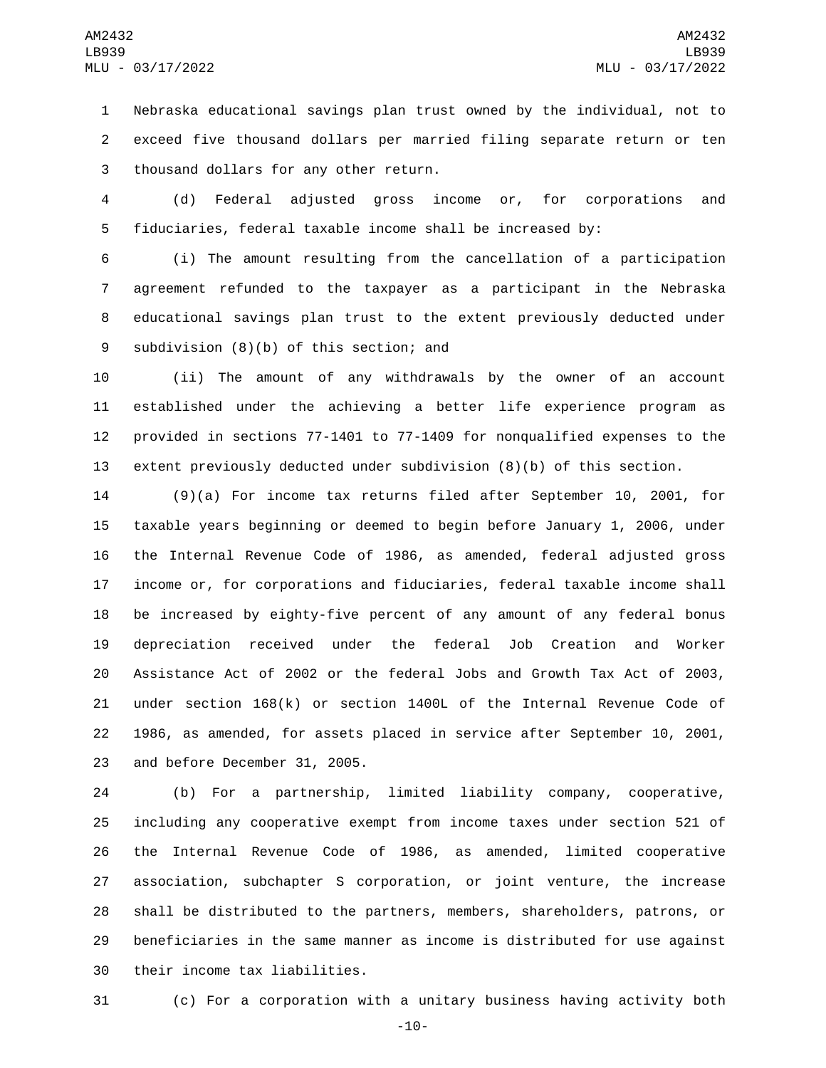Nebraska educational savings plan trust owned by the individual, not to exceed five thousand dollars per married filing separate return or ten thousand dollars for any other return.

(d) Federal adjusted gross income or, for corporations and fiduciaries, federal taxable income shall be increased by:

(i) The amount resulting from the cancellation of a participation agreement refunded to the taxpayer as a participant in the Nebraska educational savings plan trust to the extent previously deducted under subdivision (8)(b) of this section; and

(ii) The amount of any withdrawals by the owner of an account established under the achieving a better life experience program as provided in sections 77-1401 to 77-1409 for nonqualified expenses to the extent previously deducted under subdivision (8)(b) of this section.

(9)(a) For income tax returns filed after September 10, 2001, for taxable years beginning or deemed to begin before January 1, 2006, under the Internal Revenue Code of 1986, as amended, federal adjusted gross income or, for corporations and fiduciaries, federal taxable income shall be increased by eighty-five percent of any amount of any federal bonus depreciation received under the federal Job Creation and Worker Assistance Act of 2002 or the federal Jobs and Growth Tax Act of 2003, under section 168(k) or section 1400L of the Internal Revenue Code of 1986, as amended, for assets placed in service after September 10, 2001, and before December 31, 2005.

(b) For a partnership, limited liability company, cooperative, including any cooperative exempt from income taxes under section 521 of the Internal Revenue Code of 1986, as amended, limited cooperative association, subchapter S corporation, or joint venture, the increase shall be distributed to the partners, members, shareholders, patrons, or beneficiaries in the same manner as income is distributed for use against their income tax liabilities.

(c) For a corporation with a unitary business having activity both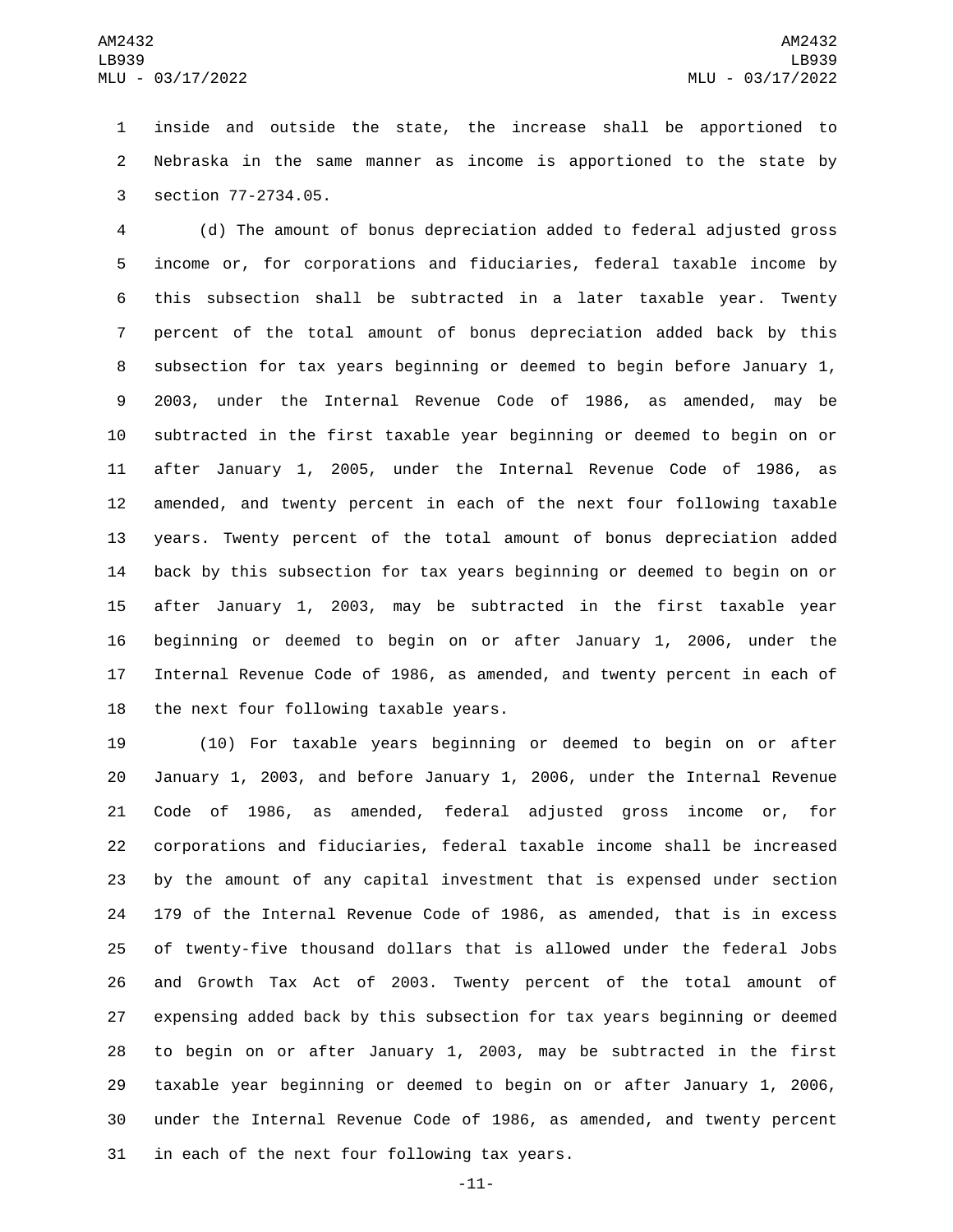inside and outside the state, the increase shall be apportioned to Nebraska in the same manner as income is apportioned to the state by section 77-2734.05.

(d) The amount of bonus depreciation added to federal adjusted gross income or, for corporations and fiduciaries, federal taxable income by this subsection shall be subtracted in a later taxable year. Twenty percent of the total amount of bonus depreciation added back by this subsection for tax years beginning or deemed to begin before January 1, 2003, under the Internal Revenue Code of 1986, as amended, may be subtracted in the first taxable year beginning or deemed to begin on or after January 1, 2005, under the Internal Revenue Code of 1986, as amended, and twenty percent in each of the next four following taxable years. Twenty percent of the total amount of bonus depreciation added back by this subsection for tax years beginning or deemed to begin on or after January 1, 2003, may be subtracted in the first taxable year beginning or deemed to begin on or after January 1, 2006, under the Internal Revenue Code of 1986, as amended, and twenty percent in each of the next four following taxable years.

(10) For taxable years beginning or deemed to begin on or after January 1, 2003, and before January 1, 2006, under the Internal Revenue Code of 1986, as amended, federal adjusted gross income or, for corporations and fiduciaries, federal taxable income shall be increased by the amount of any capital investment that is expensed under section 179 of the Internal Revenue Code of 1986, as amended, that is in excess of twenty-five thousand dollars that is allowed under the federal Jobs and Growth Tax Act of 2003. Twenty percent of the total amount of expensing added back by this subsection for tax years beginning or deemed to begin on or after January 1, 2003, may be subtracted in the first taxable year beginning or deemed to begin on or after January 1, 2006, under the Internal Revenue Code of 1986, as amended, and twenty percent in each of the next four following tax years.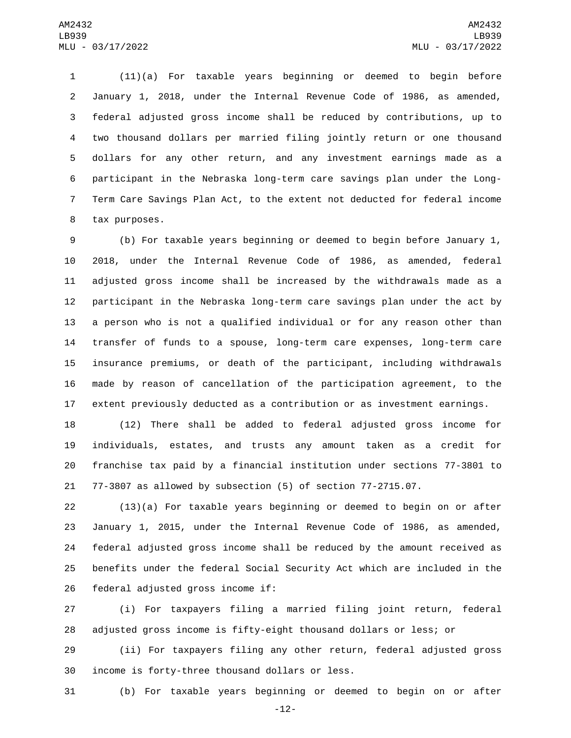(11)(a) For taxable years beginning or deemed to begin before January 1, 2018, under the Internal Revenue Code of 1986, as amended, federal adjusted gross income shall be reduced by contributions, up to two thousand dollars per married filing jointly return or one thousand dollars for any other return, and any investment earnings made as a participant in the Nebraska long-term care savings plan under the Long-Term Care Savings Plan Act, to the extent not deducted for federal income tax purposes.

(b) For taxable years beginning or deemed to begin before January 1, 2018, under the Internal Revenue Code of 1986, as amended, federal adjusted gross income shall be increased by the withdrawals made as a participant in the Nebraska long-term care savings plan under the act by a person who is not a qualified individual or for any reason other than transfer of funds to a spouse, long-term care expenses, long-term care insurance premiums, or death of the participant, including withdrawals made by reason of cancellation of the participation agreement, to the extent previously deducted as a contribution or as investment earnings.

(12) There shall be added to federal adjusted gross income for individuals, estates, and trusts any amount taken as a credit for franchise tax paid by a financial institution under sections 77-3801 to 77-3807 as allowed by subsection (5) of section 77-2715.07.

(13)(a) For taxable years beginning or deemed to begin on or after January 1, 2015, under the Internal Revenue Code of 1986, as amended, federal adjusted gross income shall be reduced by the amount received as benefits under the federal Social Security Act which are included in the federal adjusted gross income if:

(i) For taxpayers filing a married filing joint return, federal adjusted gross income is fifty-eight thousand dollars or less; or

(ii) For taxpayers filing any other return, federal adjusted gross income is forty-three thousand dollars or less.

(b) For taxable years beginning or deemed to begin on or after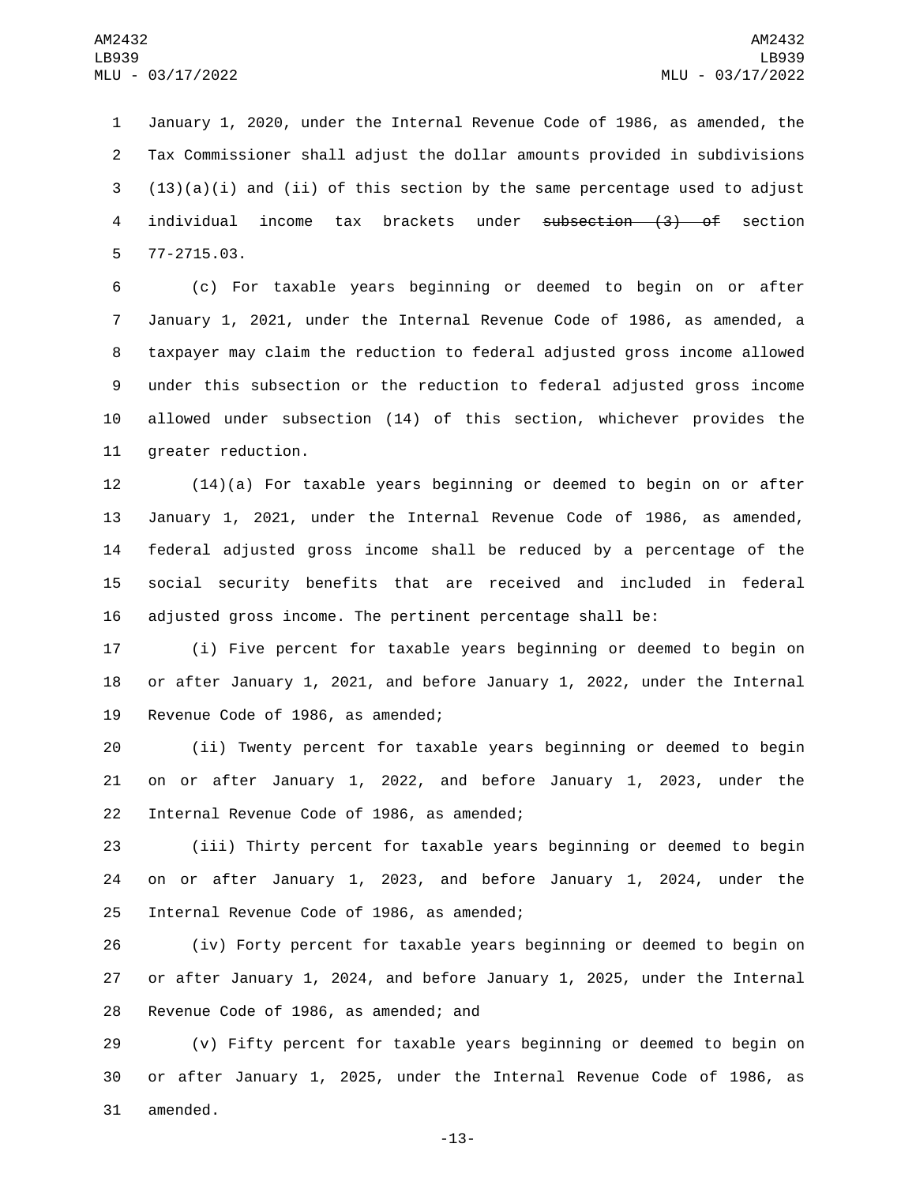January 1, 2020, under the Internal Revenue Code of 1986, as amended, the Tax Commissioner shall adjust the dollar amounts provided in subdivisions (13)(a)(i) and (ii) of this section by the same percentage used to adjust individual income tax brackets under ~~subsection (3) of~~ section 77-2715.03.

(c) For taxable years beginning or deemed to begin on or after January 1, 2021, under the Internal Revenue Code of 1986, as amended, a taxpayer may claim the reduction to federal adjusted gross income allowed under this subsection or the reduction to federal adjusted gross income allowed under subsection (14) of this section, whichever provides the greater reduction.

(14)(a) For taxable years beginning or deemed to begin on or after January 1, 2021, under the Internal Revenue Code of 1986, as amended, federal adjusted gross income shall be reduced by a percentage of the social security benefits that are received and included in federal adjusted gross income. The pertinent percentage shall be:

(i) Five percent for taxable years beginning or deemed to begin on or after January 1, 2021, and before January 1, 2022, under the Internal Revenue Code of 1986, as amended;

(ii) Twenty percent for taxable years beginning or deemed to begin on or after January 1, 2022, and before January 1, 2023, under the Internal Revenue Code of 1986, as amended;

(iii) Thirty percent for taxable years beginning or deemed to begin on or after January 1, 2023, and before January 1, 2024, under the Internal Revenue Code of 1986, as amended;

(iv) Forty percent for taxable years beginning or deemed to begin on or after January 1, 2024, and before January 1, 2025, under the Internal Revenue Code of 1986, as amended; and

(v) Fifty percent for taxable years beginning or deemed to begin on or after January 1, 2025, under the Internal Revenue Code of 1986, as amended.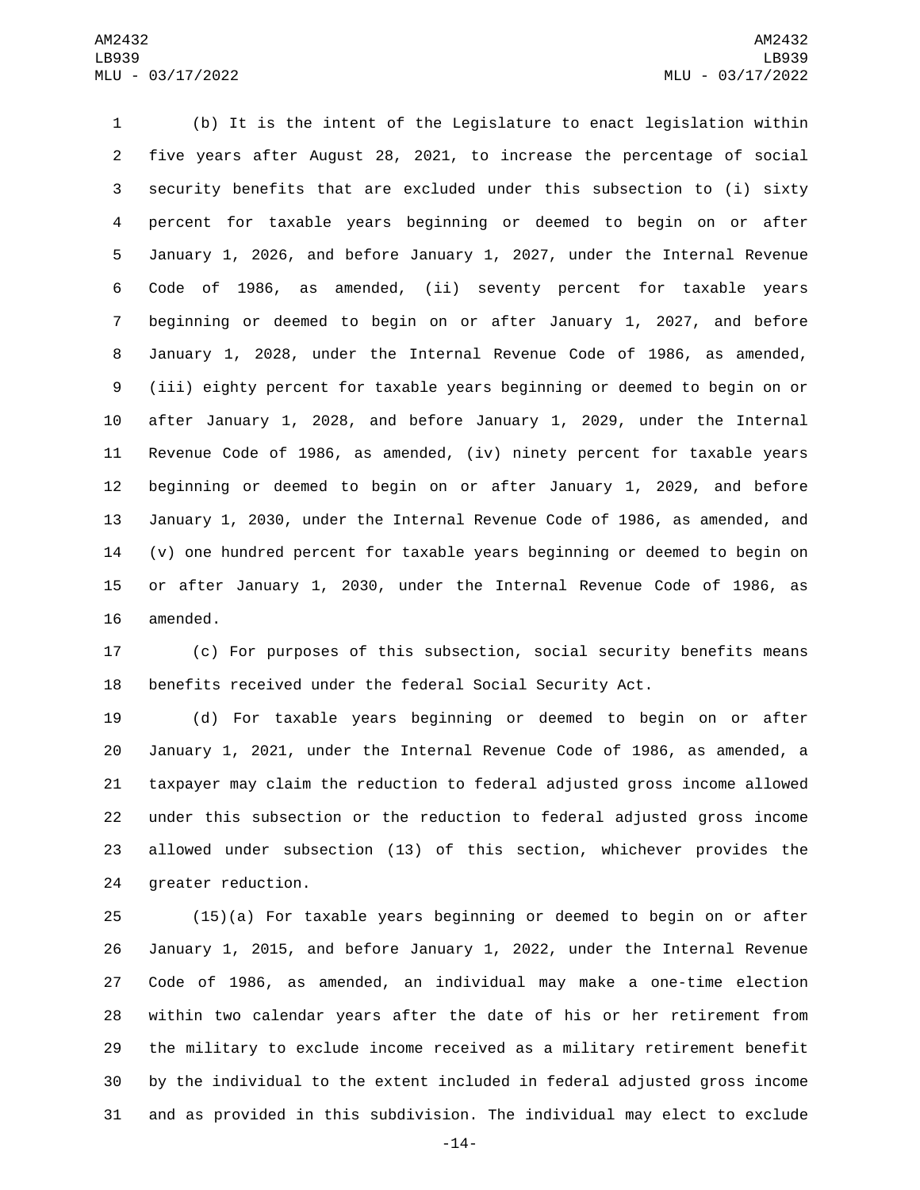(b) It is the intent of the Legislature to enact legislation within five years after August 28, 2021, to increase the percentage of social security benefits that are excluded under this subsection to (i) sixty percent for taxable years beginning or deemed to begin on or after January 1, 2026, and before January 1, 2027, under the Internal Revenue Code of 1986, as amended, (ii) seventy percent for taxable years beginning or deemed to begin on or after January 1, 2027, and before January 1, 2028, under the Internal Revenue Code of 1986, as amended, (iii) eighty percent for taxable years beginning or deemed to begin on or after January 1, 2028, and before January 1, 2029, under the Internal Revenue Code of 1986, as amended, (iv) ninety percent for taxable years beginning or deemed to begin on or after January 1, 2029, and before January 1, 2030, under the Internal Revenue Code of 1986, as amended, and (v) one hundred percent for taxable years beginning or deemed to begin on or after January 1, 2030, under the Internal Revenue Code of 1986, as amended.

(c) For purposes of this subsection, social security benefits means benefits received under the federal Social Security Act.

(d) For taxable years beginning or deemed to begin on or after January 1, 2021, under the Internal Revenue Code of 1986, as amended, a taxpayer may claim the reduction to federal adjusted gross income allowed under this subsection or the reduction to federal adjusted gross income allowed under subsection (13) of this section, whichever provides the greater reduction.

(15)(a) For taxable years beginning or deemed to begin on or after January 1, 2015, and before January 1, 2022, under the Internal Revenue Code of 1986, as amended, an individual may make a one-time election within two calendar years after the date of his or her retirement from the military to exclude income received as a military retirement benefit by the individual to the extent included in federal adjusted gross income and as provided in this subdivision. The individual may elect to exclude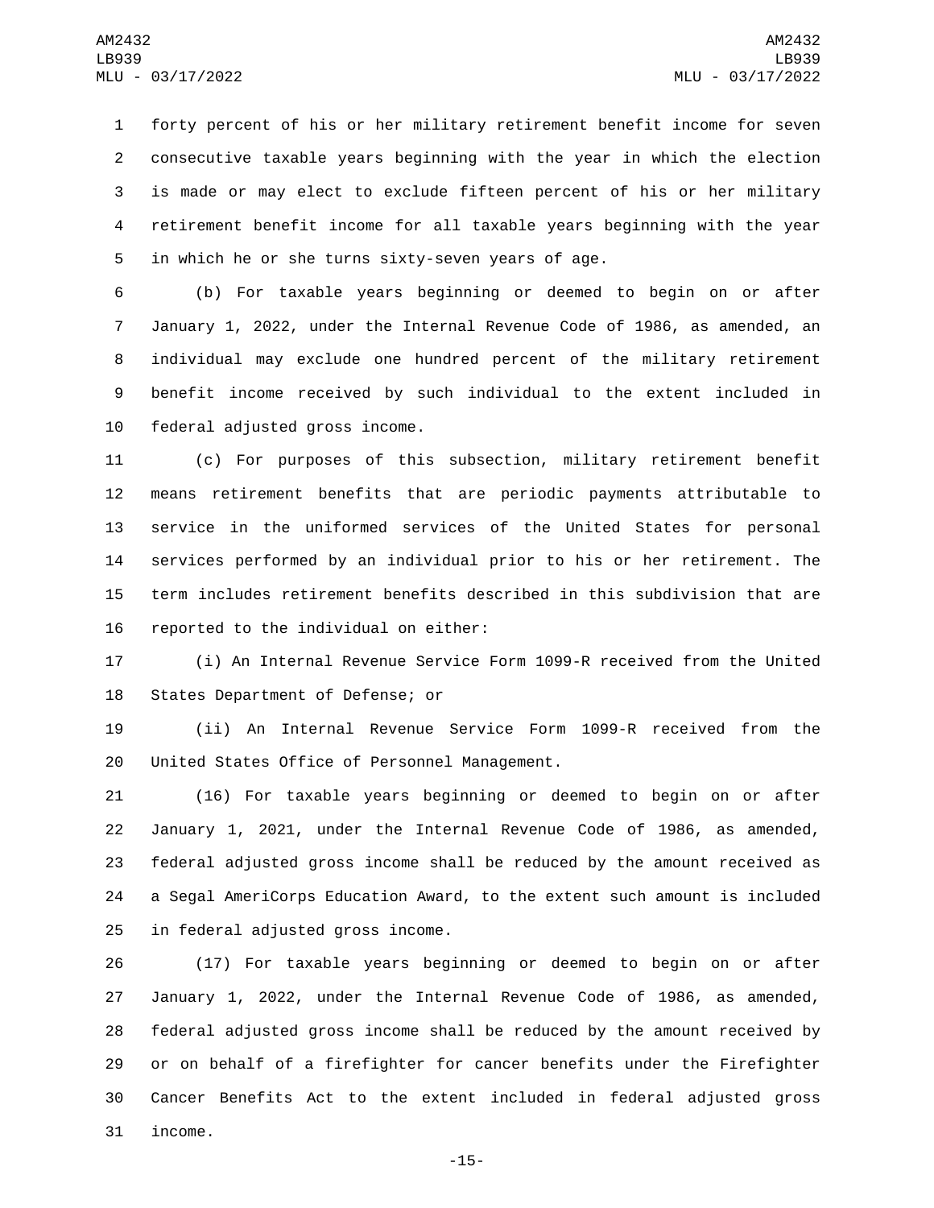forty percent of his or her military retirement benefit income for seven consecutive taxable years beginning with the year in which the election is made or may elect to exclude fifteen percent of his or her military retirement benefit income for all taxable years beginning with the year in which he or she turns sixty-seven years of age.

(b) For taxable years beginning or deemed to begin on or after January 1, 2022, under the Internal Revenue Code of 1986, as amended, an individual may exclude one hundred percent of the military retirement benefit income received by such individual to the extent included in federal adjusted gross income.

(c) For purposes of this subsection, military retirement benefit means retirement benefits that are periodic payments attributable to service in the uniformed services of the United States for personal services performed by an individual prior to his or her retirement. The term includes retirement benefits described in this subdivision that are reported to the individual on either:

(i) An Internal Revenue Service Form 1099-R received from the United States Department of Defense; or

(ii) An Internal Revenue Service Form 1099-R received from the United States Office of Personnel Management.

(16) For taxable years beginning or deemed to begin on or after January 1, 2021, under the Internal Revenue Code of 1986, as amended, federal adjusted gross income shall be reduced by the amount received as a Segal AmeriCorps Education Award, to the extent such amount is included in federal adjusted gross income.

(17) For taxable years beginning or deemed to begin on or after January 1, 2022, under the Internal Revenue Code of 1986, as amended, federal adjusted gross income shall be reduced by the amount received by or on behalf of a firefighter for cancer benefits under the Firefighter Cancer Benefits Act to the extent included in federal adjusted gross income.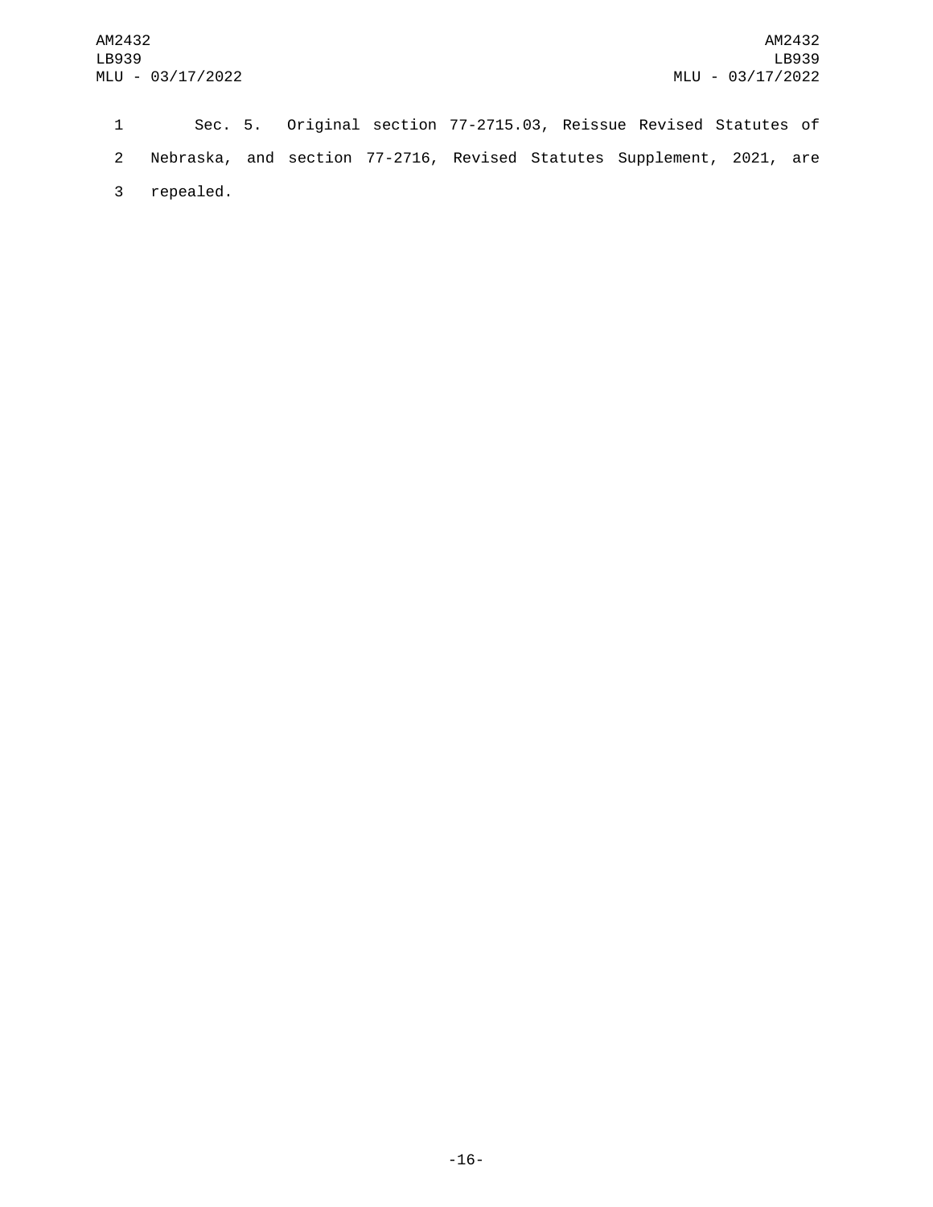Sec. 5. Original section 77-2715.03, Reissue Revised Statutes of Nebraska, and section 77-2716, Revised Statutes Supplement, 2021, are repealed.